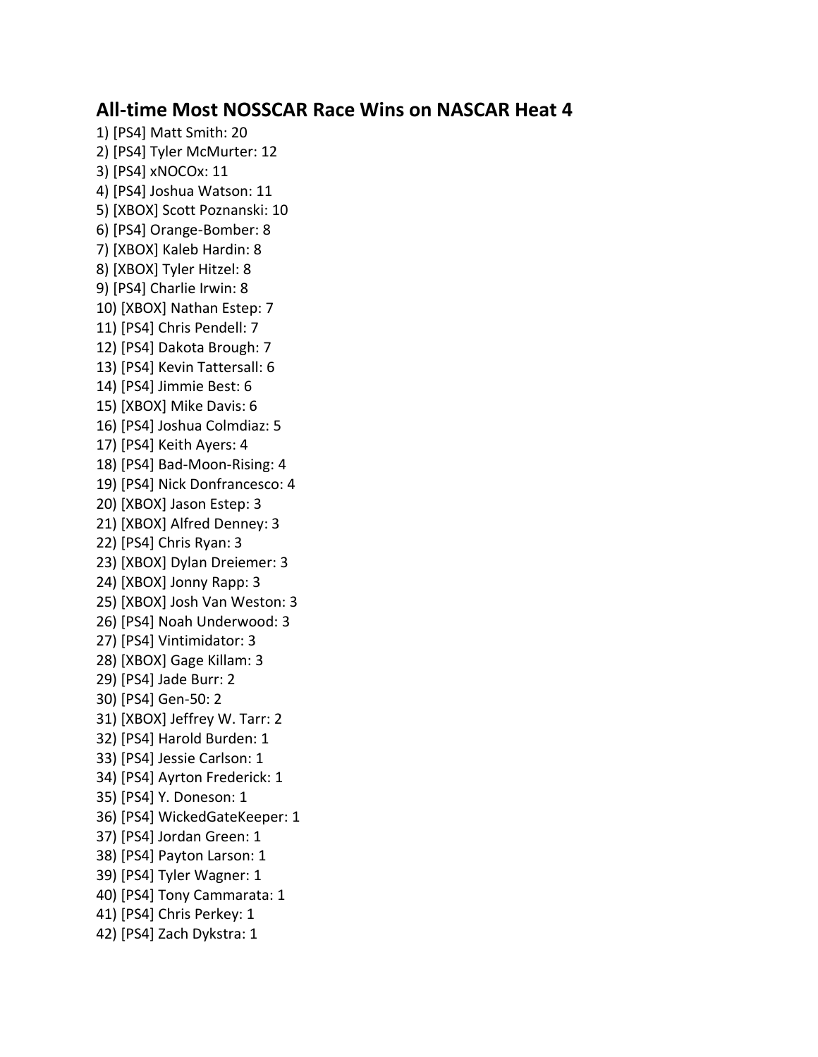## All-time Most NOSSCAR Race Wins on NASCAR Heat 4

1) [PS4] Matt Smith: 20
2) [PS4] Tyler McMurter: 12
3) [PS4] xNOCOx: 11
4) [PS4] Joshua Watson: 11
5) [XBOX] Scott Poznanski: 10
6) [PS4] Orange-Bomber: 8
7) [XBOX] Kaleb Hardin: 8
8) [XBOX] Tyler Hitzel: 8
9) [PS4] Charlie Irwin: 8
10) [XBOX] Nathan Estep: 7
11) [PS4] Chris Pendell: 7
12) [PS4] Dakota Brough: 7
13) [PS4] Kevin Tattersall: 6
14) [PS4] Jimmie Best: 6
15) [XBOX] Mike Davis: 6
16) [PS4] Joshua Colmdiaz: 5
17) [PS4] Keith Ayers: 4
18) [PS4] Bad-Moon-Rising: 4
19) [PS4] Nick Donfrancesco: 4
20) [XBOX] Jason Estep: 3
21) [XBOX] Alfred Denney: 3
22) [PS4] Chris Ryan: 3
23) [XBOX] Dylan Dreiemer: 3
24) [XBOX] Jonny Rapp: 3
25) [XBOX] Josh Van Weston: 3
26) [PS4] Noah Underwood: 3
27) [PS4] Vintimidator: 3
28) [XBOX] Gage Killam: 3
29) [PS4] Jade Burr: 2
30) [PS4] Gen-50: 2
31) [XBOX] Jeffrey W. Tarr: 2
32) [PS4] Harold Burden: 1
33) [PS4] Jessie Carlson: 1
34) [PS4] Ayrton Frederick: 1
35) [PS4] Y. Doneson: 1
36) [PS4] WickedGateKeeper: 1
37) [PS4] Jordan Green: 1
38) [PS4] Payton Larson: 1
39) [PS4] Tyler Wagner: 1
40) [PS4] Tony Cammarata: 1
41) [PS4] Chris Perkey: 1
42) [PS4] Zach Dykstra: 1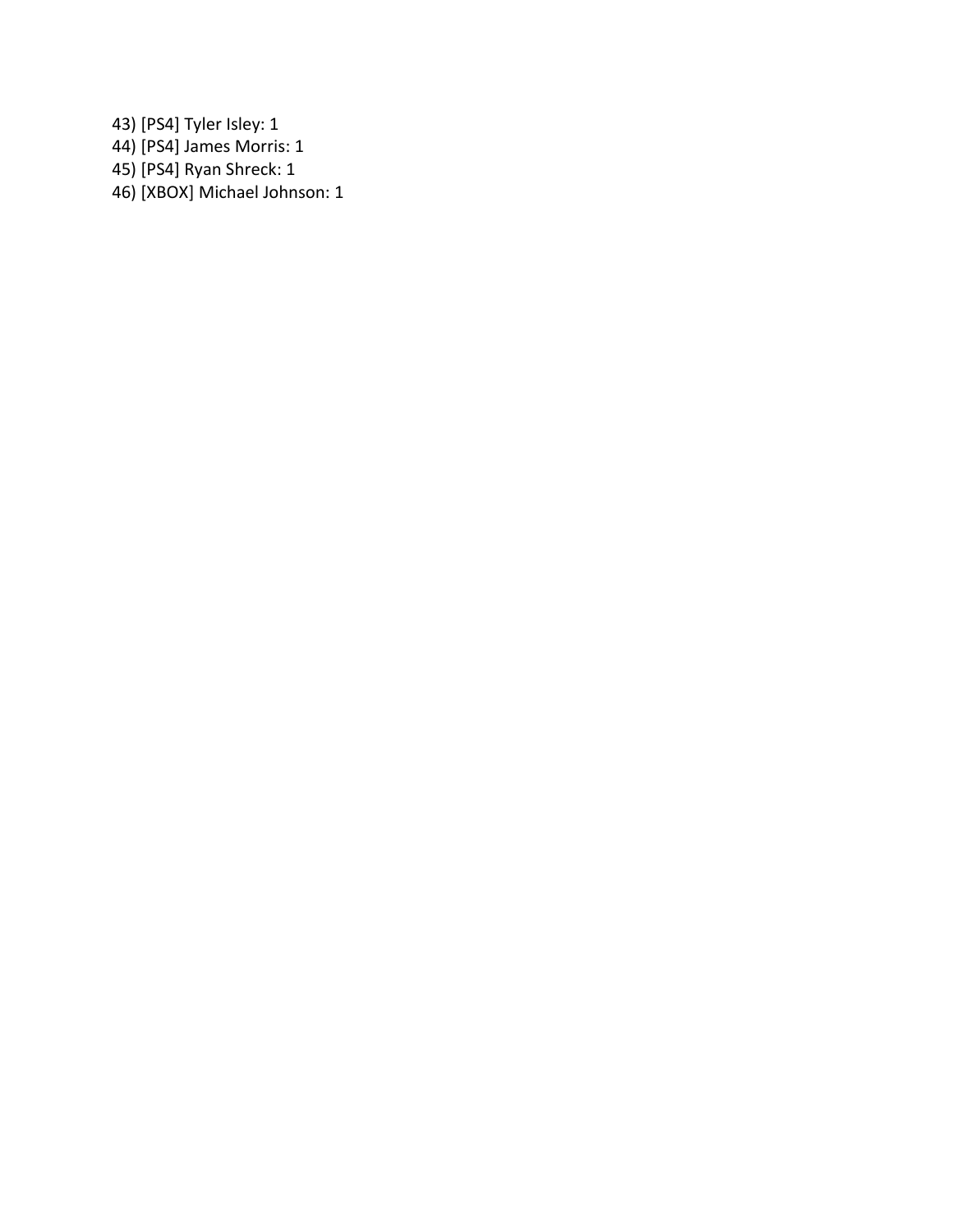43) [PS4] Tyler Isley: 1
44) [PS4] James Morris: 1
45) [PS4] Ryan Shreck: 1
46) [XBOX] Michael Johnson: 1